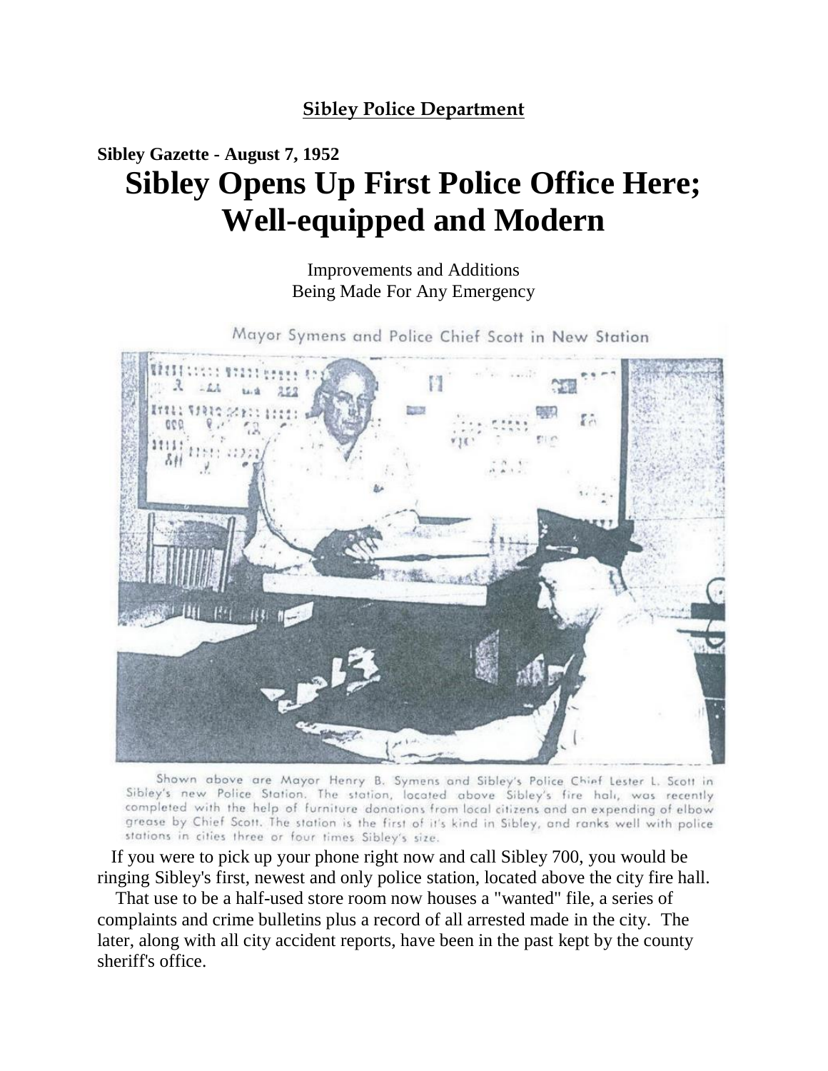## Sibley Police Department

**Sibley Gazette - August 7, 1952**

# Sibley Opens Up First Police Office Here; Well-equipped and Modern

Improvements and Additions
Being Made For Any Emergency

Mayor Symens and Police Chief Scott in New Station

Shown above are Mayor Henry B. Symens and Sibley's Police Chief Lester L. Scott in Sibley's new Police Station. The station, located above Sibley's fire hall, was recently completed with the help of furniture donations from local citizens and an expending of elbow grease by Chief Scott. The station is the first of it's kind in Sibley, and ranks well with police stations in cities three or four times Sibley's size.

If you were to pick up your phone right now and call Sibley 700, you would be ringing Sibley's first, newest and only police station, located above the city fire hall.

That use to be a half-used store room now houses a "wanted" file, a series of complaints and crime bulletins plus a record of all arrested made in the city. The later, along with all city accident reports, have been in the past kept by the county sheriff's office.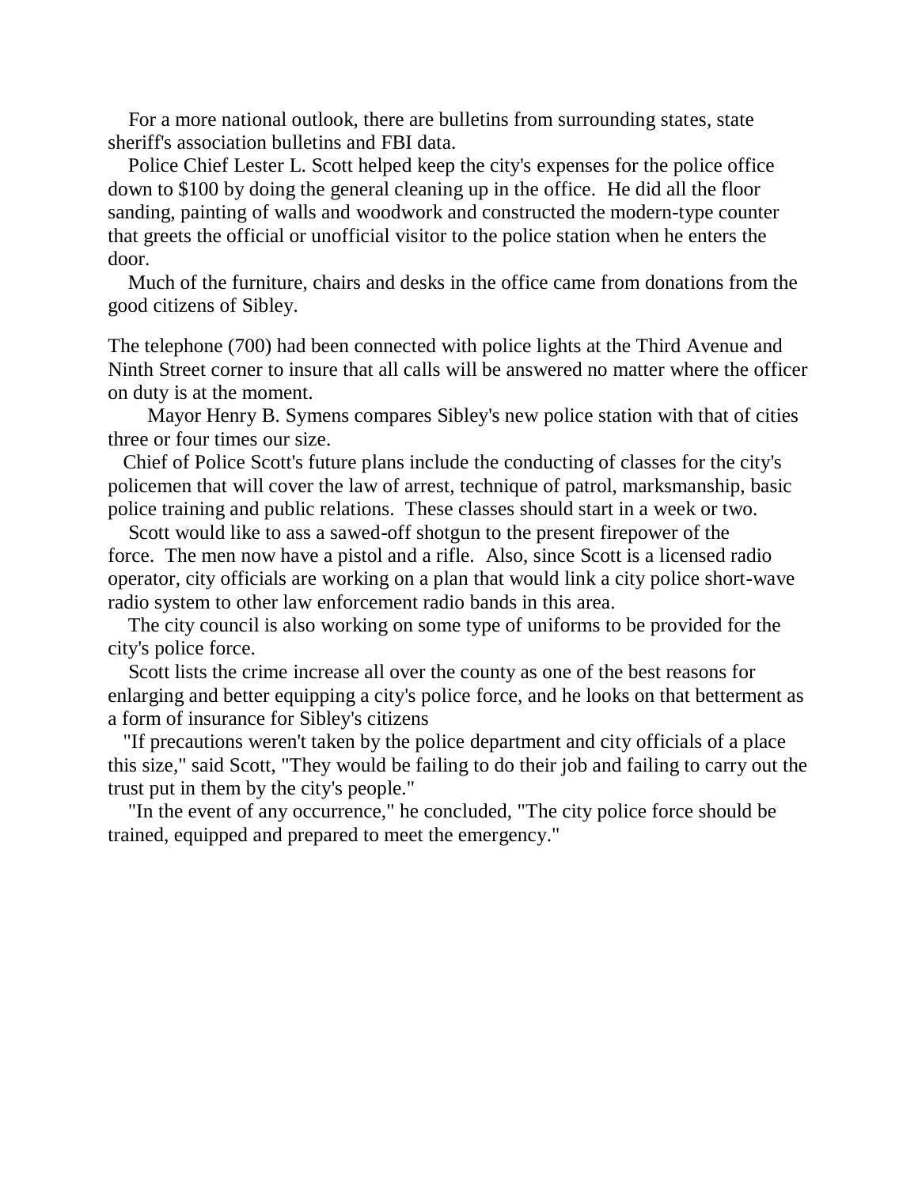For a more national outlook, there are bulletins from surrounding states, state sheriff's association bulletins and FBI data.

Police Chief Lester L. Scott helped keep the city's expenses for the police office down to $100 by doing the general cleaning up in the office. He did all the floor sanding, painting of walls and woodwork and constructed the modern-type counter that greets the official or unofficial visitor to the police station when he enters the door.

Much of the furniture, chairs and desks in the office came from donations from the good citizens of Sibley.

The telephone (700) had been connected with police lights at the Third Avenue and Ninth Street corner to insure that all calls will be answered no matter where the officer on duty is at the moment.

Mayor Henry B. Symens compares Sibley's new police station with that of cities three or four times our size.

Chief of Police Scott's future plans include the conducting of classes for the city's policemen that will cover the law of arrest, technique of patrol, marksmanship, basic police training and public relations. These classes should start in a week or two.

Scott would like to ass a sawed-off shotgun to the present firepower of the force. The men now have a pistol and a rifle. Also, since Scott is a licensed radio operator, city officials are working on a plan that would link a city police short-wave radio system to other law enforcement radio bands in this area.

The city council is also working on some type of uniforms to be provided for the city's police force.

Scott lists the crime increase all over the county as one of the best reasons for enlarging and better equipping a city's police force, and he looks on that betterment as a form of insurance for Sibley's citizens

"If precautions weren't taken by the police department and city officials of a place this size," said Scott, "They would be failing to do their job and failing to carry out the trust put in them by the city's people."

"In the event of any occurrence," he concluded, "The city police force should be trained, equipped and prepared to meet the emergency."